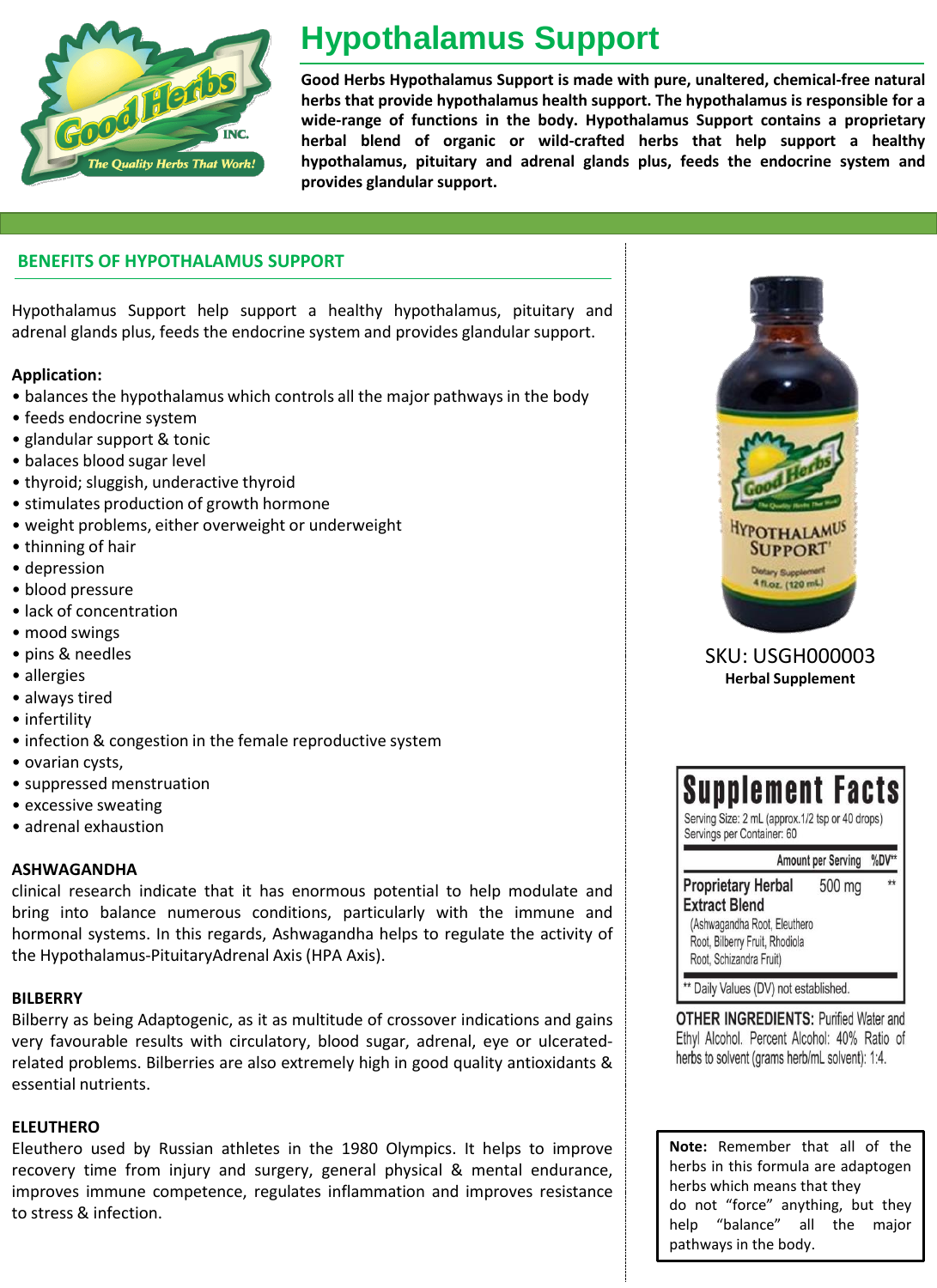# Hypothalamus Support

**Good Herbs Hypothalamus Support is made with pure, unaltered, chemical-free natural herbs that provide hypothalamus health support. The hypothalamus is responsible for a wide-range of functions in the body. Hypothalamus Support contains a proprietary herbal blend of organic or wild-crafted herbs that help support a healthy hypothalamus, pituitary and adrenal glands plus, feeds the endocrine system and provides glandular support.**

## BENEFITS OF HYPOTHALAMUS SUPPORT

Hypothalamus Support help support a healthy hypothalamus, pituitary and adrenal glands plus, feeds the endocrine system and provides glandular support.

**Application:**

- balances the hypothalamus which controls all the major pathways in the body
- feeds endocrine system
- glandular support & tonic
- balaces blood sugar level
- thyroid; sluggish, underactive thyroid
- stimulates production of growth hormone
- weight problems, either overweight or underweight
- thinning of hair
- depression
- blood pressure
- lack of concentration
- mood swings
- pins & needles
- allergies
- always tired
- infertility
- infection & congestion in the female reproductive system
- ovarian cysts,
- suppressed menstruation
- excessive sweating
- adrenal exhaustion

**ASHWAGANDHA**

clinical research indicate that it has enormous potential to help modulate and bring into balance numerous conditions, particularly with the immune and hormonal systems. In this regards, Ashwagandha helps to regulate the activity of the Hypothalamus-PituitaryAdrenal Axis (HPA Axis).

**BILBERRY**

Bilberry as being Adaptogenic, as it as multitude of crossover indications and gains very favourable results with circulatory, blood sugar, adrenal, eye or ulcerated-related problems. Bilberries are also extremely high in good quality antioxidants & essential nutrients.

**ELEUTHERO**

Eleuthero used by Russian athletes in the 1980 Olympics. It helps to improve recovery time from injury and surgery, general physical & mental endurance, improves immune competence, regulates inflammation and improves resistance to stress & infection.

SKU: USGH000003

**Herbal Supplement**

## Supplement Facts

Serving Size: 2 mL (approx.1/2 tsp or 40 drops)
Servings per Container: 60

| | Amount per Serving | %DV** |
|---|---|---|
| **Proprietary Herbal Extract Blend** (Ashwagandha Root, Eleuthero Root, Bilberry Fruit, Rhodiola Root, Schizandra Fruit) | 500 mg | ** |

** Daily Values (DV) not established.

**OTHER INGREDIENTS:** Purified Water and Ethyl Alcohol. Percent Alcohol: 40% Ratio of herbs to solvent (grams herb/mL solvent): 1:4.

**Note:** Remember that all of the herbs in this formula are adaptogen herbs which means that they do not "force" anything, but they help "balance" all the major pathways in the body.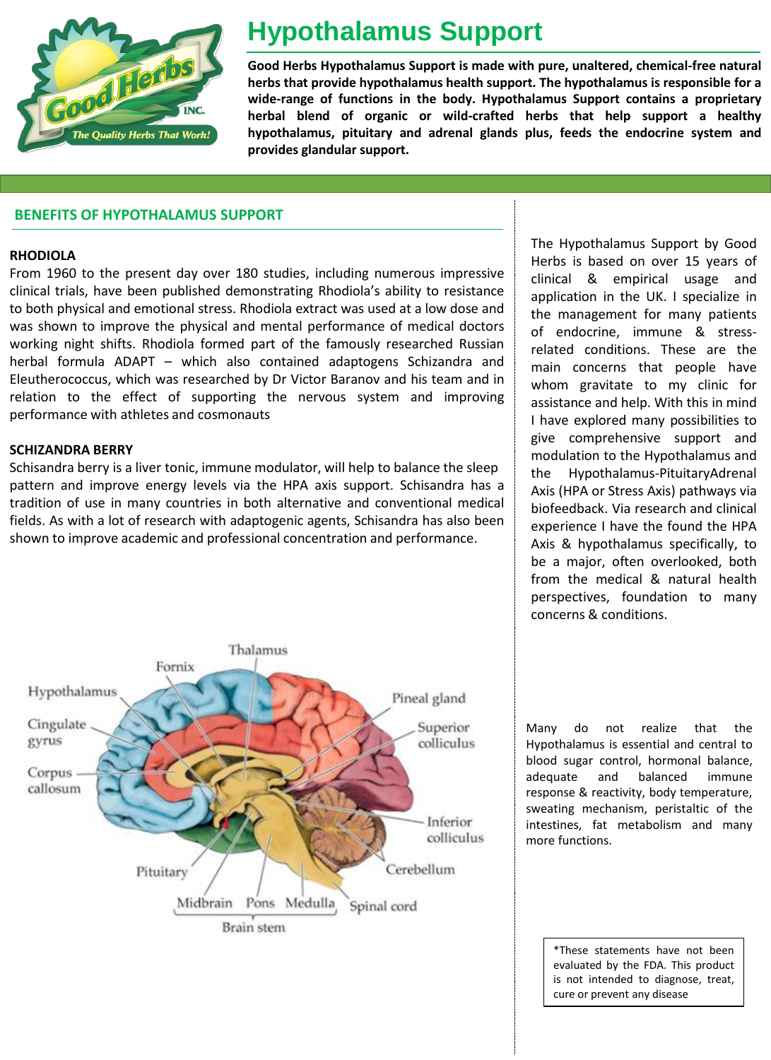# Hypothalamus Support

**Good Herbs Hypothalamus Support is made with pure, unaltered, chemical-free natural herbs that provide hypothalamus health support. The hypothalamus is responsible for a wide-range of functions in the body. Hypothalamus Support contains a proprietary herbal blend of organic or wild-crafted herbs that help support a healthy hypothalamus, pituitary and adrenal glands plus, feeds the endocrine system and provides glandular support.**

## BENEFITS OF HYPOTHALAMUS SUPPORT

**RHODIOLA**

From 1960 to the present day over 180 studies, including numerous impressive clinical trials, have been published demonstrating Rhodiola's ability to resistance to both physical and emotional stress. Rhodiola extract was used at a low dose and was shown to improve the physical and mental performance of medical doctors working night shifts. Rhodiola formed part of the famously researched Russian herbal formula ADAPT – which also contained adaptogens Schizandra and Eleutherococcus, which was researched by Dr Victor Baranov and his team and in relation to the effect of supporting the nervous system and improving performance with athletes and cosmonauts

**SCHIZANDRA BERRY**

Schisandra berry is a liver tonic, immune modulator, will help to balance the sleep pattern and improve energy levels via the HPA axis support. Schisandra has a tradition of use in many countries in both alternative and conventional medical fields. As with a lot of research with adaptogenic agents, Schisandra has also been shown to improve academic and professional concentration and performance.

Thalamus
Fornix
Hypothalamus
Cingulate gyrus
Corpus callosum
Pineal gland
Superior colliculus
Inferior colliculus
Cerebellum
Pituitary
Midbrain
Pons
Medulla
Brain stem
Spinal cord

The Hypothalamus Support by Good Herbs is based on over 15 years of clinical & empirical usage and application in the UK. I specialize in the management for many patients of endocrine, immune & stress-related conditions. These are the main concerns that people have whom gravitate to my clinic for assistance and help. With this in mind I have explored many possibilities to give comprehensive support and modulation to the Hypothalamus and the Hypothalamus-PituitaryAdrenal Axis (HPA or Stress Axis) pathways via biofeedback. Via research and clinical experience I have the found the HPA Axis & hypothalamus specifically, to be a major, often overlooked, both from the medical & natural health perspectives, foundation to many concerns & conditions.

Many do not realize that the Hypothalamus is essential and central to blood sugar control, hormonal balance, adequate and balanced immune response & reactivity, body temperature, sweating mechanism, peristaltic of the intestines, fat metabolism and many more functions.

*These statements have not been evaluated by the FDA. This product is not intended to diagnose, treat, cure or prevent any disease